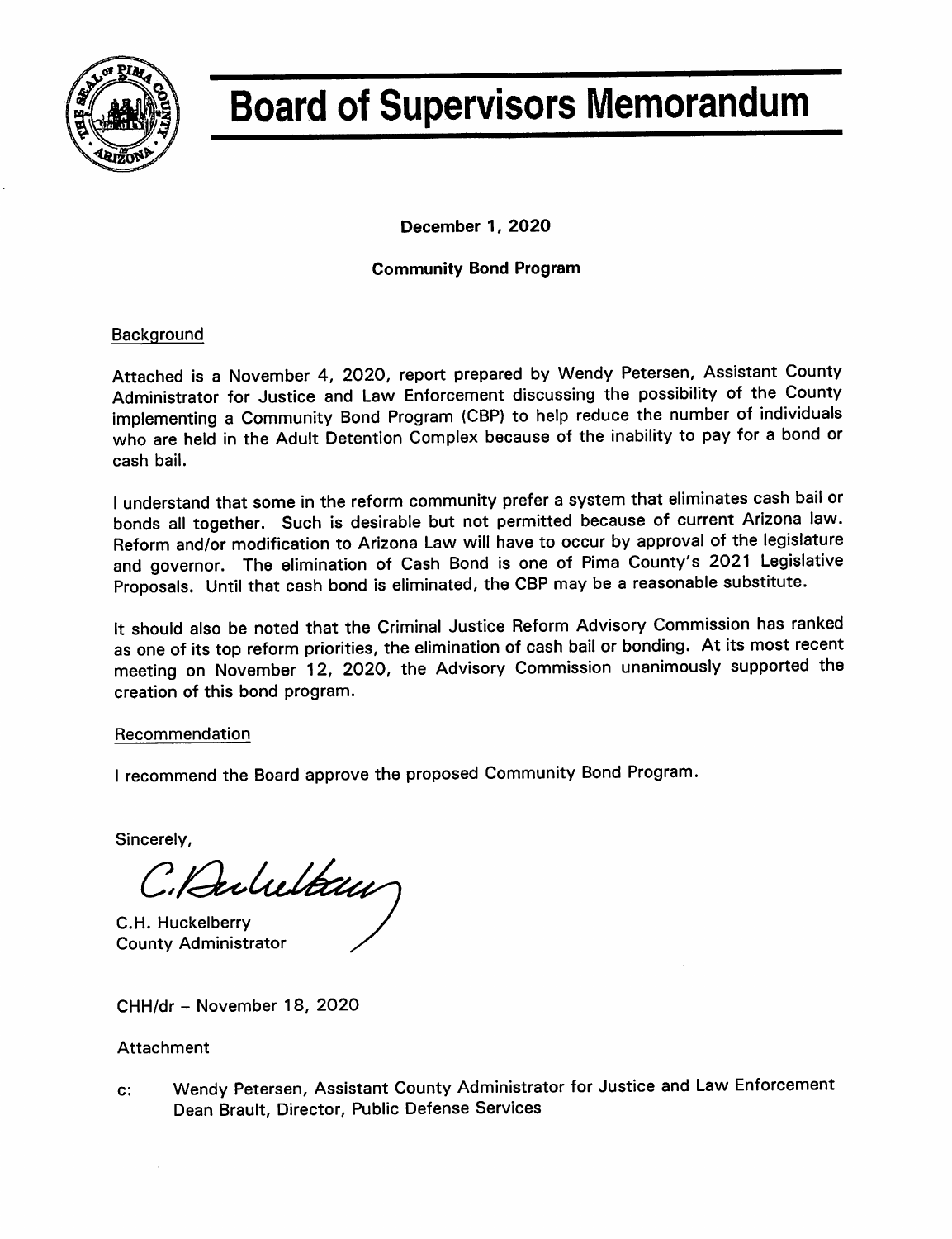# Board of Supervisors Memorandum

**December 1, 2020**

**Community Bond Program**

Background

Attached is a November 4, 2020, report prepared by Wendy Petersen, Assistant County Administrator for Justice and Law Enforcement discussing the possibility of the County implementing a Community Bond Program (CBP) to help reduce the number of individuals who are held in the Adult Detention Complex because of the inability to pay for a bond or cash bail.

I understand that some in the reform community prefer a system that eliminates cash bail or bonds all together. Such is desirable but not permitted because of current Arizona law. Reform and/or modification to Arizona Law will have to occur by approval of the legislature and governor. The elimination of Cash Bond is one of Pima County's 2021 Legislative Proposals. Until that cash bond is eliminated, the CBP may be a reasonable substitute.

It should also be noted that the Criminal Justice Reform Advisory Commission has ranked as one of its top reform priorities, the elimination of cash bail or bonding. At its most recent meeting on November 12, 2020, the Advisory Commission unanimously supported the creation of this bond program.

Recommendation

I recommend the Board approve the proposed Community Bond Program.

Sincerely,

C.H. Huckelberry
County Administrator

CHH/dr – November 18, 2020

Attachment

c: Wendy Petersen, Assistant County Administrator for Justice and Law Enforcement
Dean Brault, Director, Public Defense Services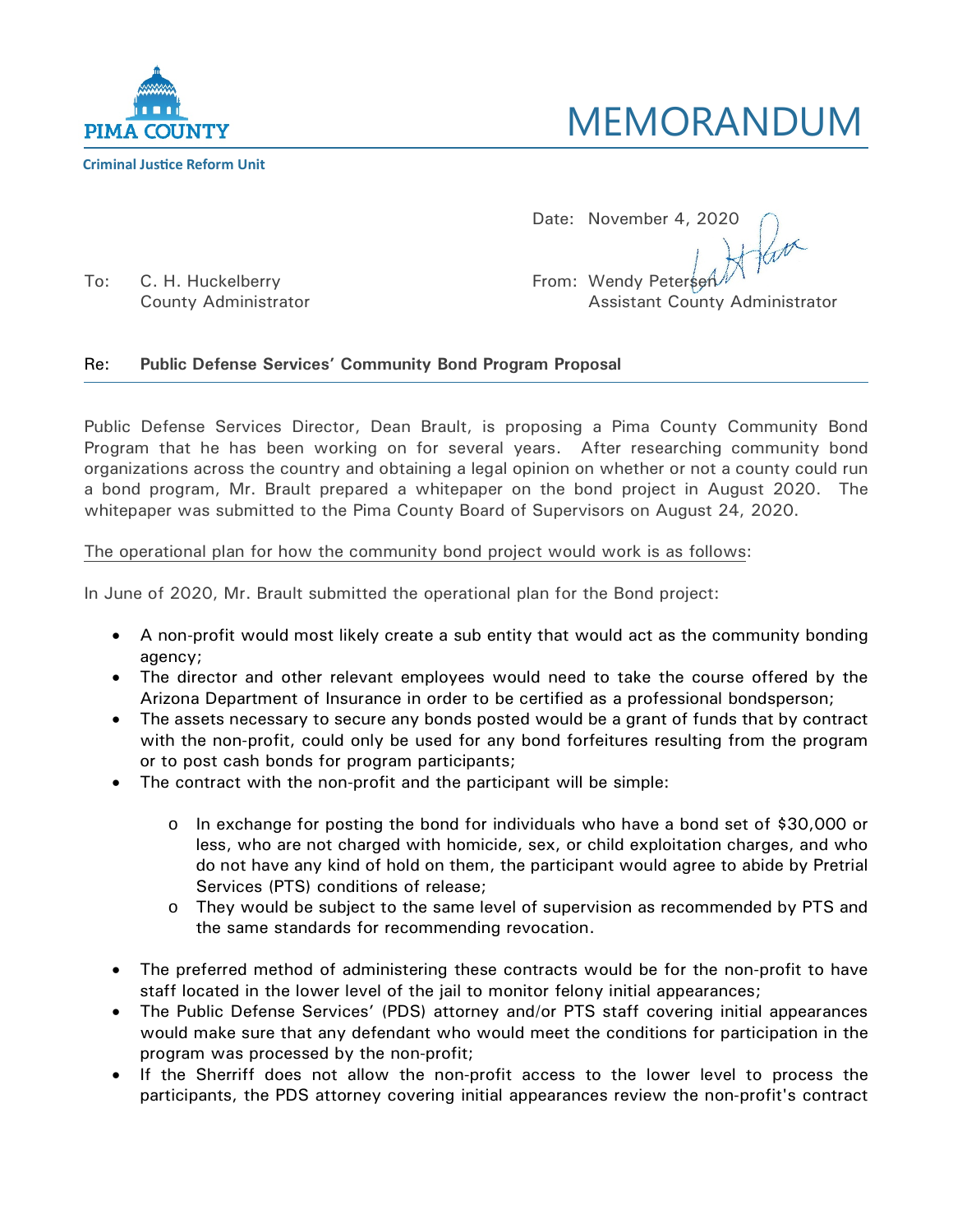**Criminal Justice Reform Unit**

# MEMORANDUM

Date: November 4, 2020

To: C. H. Huckelberry
County Administrator

From: Wendy Petersen
Assistant County Administrator

**Re: Public Defense Services' Community Bond Program Proposal**

Public Defense Services Director, Dean Brault, is proposing a Pima County Community Bond Program that he has been working on for several years. After researching community bond organizations across the country and obtaining a legal opinion on whether or not a county could run a bond program, Mr. Brault prepared a whitepaper on the bond project in August 2020. The whitepaper was submitted to the Pima County Board of Supervisors on August 24, 2020.

<u>The operational plan for how the community bond project would work is as follows</u>:

In June of 2020, Mr. Brault submitted the operational plan for the Bond project:

- A non-profit would most likely create a sub entity that would act as the community bonding agency;
- The director and other relevant employees would need to take the course offered by the Arizona Department of Insurance in order to be certified as a professional bondsperson;
- The assets necessary to secure any bonds posted would be a grant of funds that by contract with the non-profit, could only be used for any bond forfeitures resulting from the program or to post cash bonds for program participants;
- The contract with the non-profit and the participant will be simple:
  - In exchange for posting the bond for individuals who have a bond set of $30,000 or less, who are not charged with homicide, sex, or child exploitation charges, and who do not have any kind of hold on them, the participant would agree to abide by Pretrial Services (PTS) conditions of release;
  - They would be subject to the same level of supervision as recommended by PTS and the same standards for recommending revocation.
- The preferred method of administering these contracts would be for the non-profit to have staff located in the lower level of the jail to monitor felony initial appearances;
- The Public Defense Services' (PDS) attorney and/or PTS staff covering initial appearances would make sure that any defendant who would meet the conditions for participation in the program was processed by the non-profit;
- If the Sherriff does not allow the non-profit access to the lower level to process the participants, the PDS attorney covering initial appearances review the non-profit's contract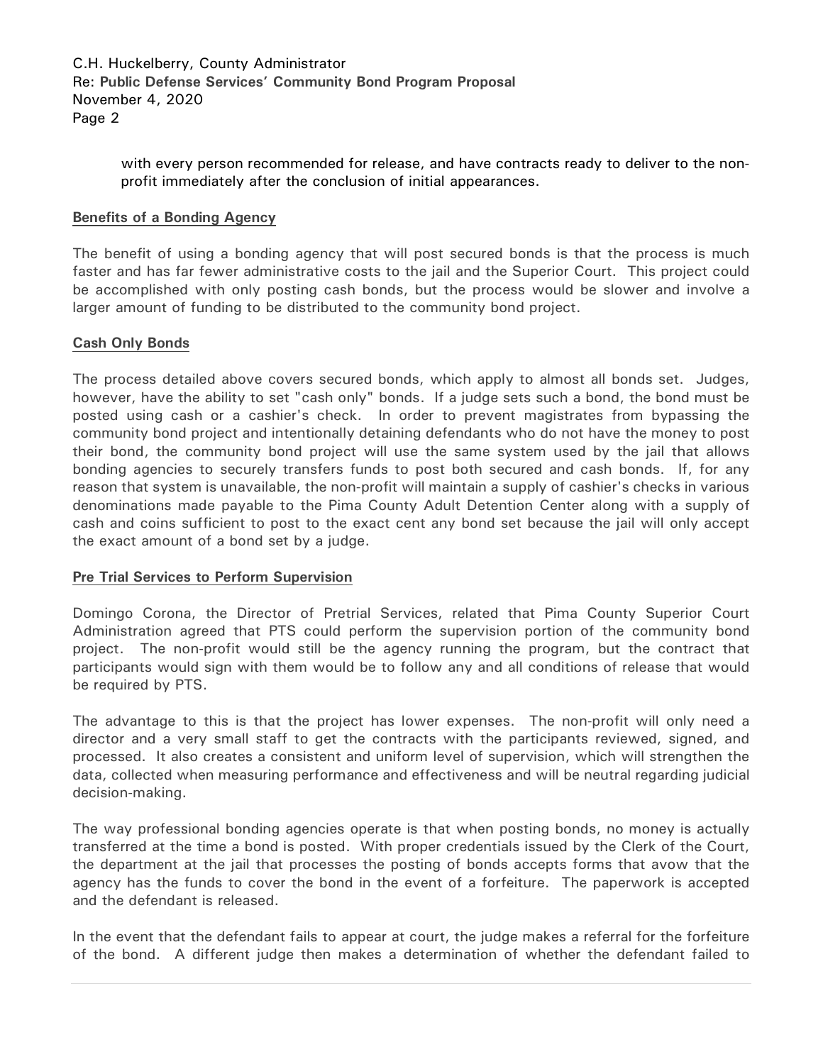with every person recommended for release, and have contracts ready to deliver to the non-profit immediately after the conclusion of initial appearances.

**Benefits of a Bonding Agency**

The benefit of using a bonding agency that will post secured bonds is that the process is much faster and has far fewer administrative costs to the jail and the Superior Court. This project could be accomplished with only posting cash bonds, but the process would be slower and involve a larger amount of funding to be distributed to the community bond project.

**Cash Only Bonds**

The process detailed above covers secured bonds, which apply to almost all bonds set. Judges, however, have the ability to set "cash only" bonds. If a judge sets such a bond, the bond must be posted using cash or a cashier's check. In order to prevent magistrates from bypassing the community bond project and intentionally detaining defendants who do not have the money to post their bond, the community bond project will use the same system used by the jail that allows bonding agencies to securely transfers funds to post both secured and cash bonds. If, for any reason that system is unavailable, the non-profit will maintain a supply of cashier's checks in various denominations made payable to the Pima County Adult Detention Center along with a supply of cash and coins sufficient to post to the exact cent any bond set because the jail will only accept the exact amount of a bond set by a judge.

**Pre Trial Services to Perform Supervision**

Domingo Corona, the Director of Pretrial Services, related that Pima County Superior Court Administration agreed that PTS could perform the supervision portion of the community bond project. The non-profit would still be the agency running the program, but the contract that participants would sign with them would be to follow any and all conditions of release that would be required by PTS.

The advantage to this is that the project has lower expenses. The non-profit will only need a director and a very small staff to get the contracts with the participants reviewed, signed, and processed. It also creates a consistent and uniform level of supervision, which will strengthen the data, collected when measuring performance and effectiveness and will be neutral regarding judicial decision-making.

The way professional bonding agencies operate is that when posting bonds, no money is actually transferred at the time a bond is posted. With proper credentials issued by the Clerk of the Court, the department at the jail that processes the posting of bonds accepts forms that avow that the agency has the funds to cover the bond in the event of a forfeiture. The paperwork is accepted and the defendant is released.

In the event that the defendant fails to appear at court, the judge makes a referral for the forfeiture of the bond. A different judge then makes a determination of whether the defendant failed to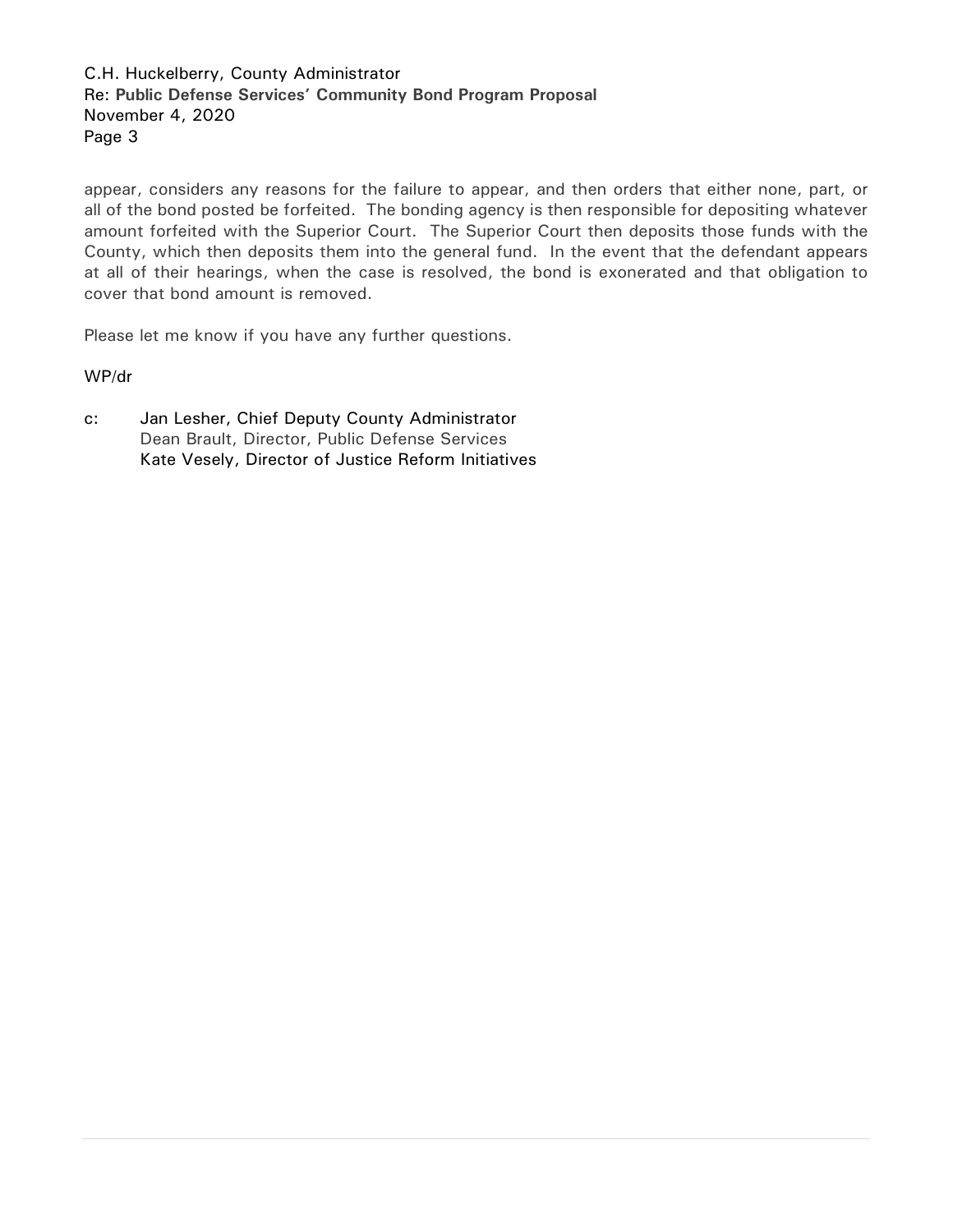appear, considers any reasons for the failure to appear, and then orders that either none, part, or all of the bond posted be forfeited. The bonding agency is then responsible for depositing whatever amount forfeited with the Superior Court. The Superior Court then deposits those funds with the County, which then deposits them into the general fund. In the event that the defendant appears at all of their hearings, when the case is resolved, the bond is exonerated and that obligation to cover that bond amount is removed.

Please let me know if you have any further questions.

WP/dr

c: Jan Lesher, Chief Deputy County Administrator
Dean Brault, Director, Public Defense Services
Kate Vesely, Director of Justice Reform Initiatives